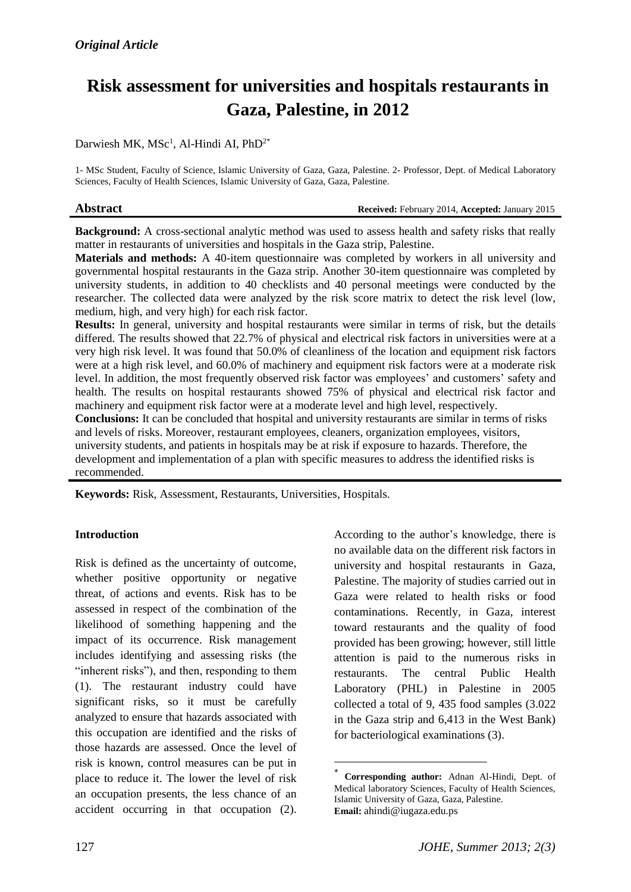*Original Article*

# Risk assessment for universities and hospitals restaurants in Gaza, Palestine, in 2012

Darwiesh MK, MSc[1], Al-Hindi AI, PhD[2*]

1- MSc Student, Faculty of Science, Islamic University of Gaza, Gaza, Palestine. 2- Professor, Dept. of Medical Laboratory Sciences, Faculty of Health Sciences, Islamic University of Gaza, Gaza, Palestine.

**Abstract** **Received:** February 2014, **Accepted:** January 2015

**Background:** A cross-sectional analytic method was used to assess health and safety risks that really matter in restaurants of universities and hospitals in the Gaza strip, Palestine.

**Materials and methods:** A 40-item questionnaire was completed by workers in all university and governmental hospital restaurants in the Gaza strip. Another 30-item questionnaire was completed by university students, in addition to 40 checklists and 40 personal meetings were conducted by the researcher. The collected data were analyzed by the risk score matrix to detect the risk level (low, medium, high, and very high) for each risk factor.

**Results:** In general, university and hospital restaurants were similar in terms of risk, but the details differed. The results showed that 22.7% of physical and electrical risk factors in universities were at a very high risk level. It was found that 50.0% of cleanliness of the location and equipment risk factors were at a high risk level, and 60.0% of machinery and equipment risk factors were at a moderate risk level. In addition, the most frequently observed risk factor was employees' and customers' safety and health. The results on hospital restaurants showed 75% of physical and electrical risk factor and machinery and equipment risk factor were at a moderate level and high level, respectively.

**Conclusions:** It can be concluded that hospital and university restaurants are similar in terms of risks and levels of risks. Moreover, restaurant employees, cleaners, organization employees, visitors, university students, and patients in hospitals may be at risk if exposure to hazards. Therefore, the development and implementation of a plan with specific measures to address the identified risks is recommended.

**Keywords:** Risk, Assessment, Restaurants, Universities, Hospitals.

## Introduction

Risk is defined as the uncertainty of outcome, whether positive opportunity or negative threat, of actions and events. Risk has to be assessed in respect of the combination of the likelihood of something happening and the impact of its occurrence. Risk management includes identifying and assessing risks (the "inherent risks"), and then, responding to them (1). The restaurant industry could have significant risks, so it must be carefully analyzed to ensure that hazards associated with this occupation are identified and the risks of those hazards are assessed. Once the level of risk is known, control measures can be put in place to reduce it. The lower the level of risk an occupation presents, the less chance of an accident occurring in that occupation (2).

According to the author's knowledge, there is no available data on the different risk factors in university and hospital restaurants in Gaza, Palestine. The majority of studies carried out in Gaza were related to health risks or food contaminations. Recently, in Gaza, interest toward restaurants and the quality of food provided has been growing; however, still little attention is paid to the numerous risks in restaurants. The central Public Health Laboratory (PHL) in Palestine in 2005 collected a total of 9, 435 food samples (3.022 in the Gaza strip and 6,413 in the West Bank) for bacteriological examinations (3).

* **Corresponding author:** Adnan Al-Hindi, Dept. of Medical laboratory Sciences, Faculty of Health Sciences, Islamic University of Gaza, Gaza, Palestine.
**Email:** ahindi@iugaza.edu.ps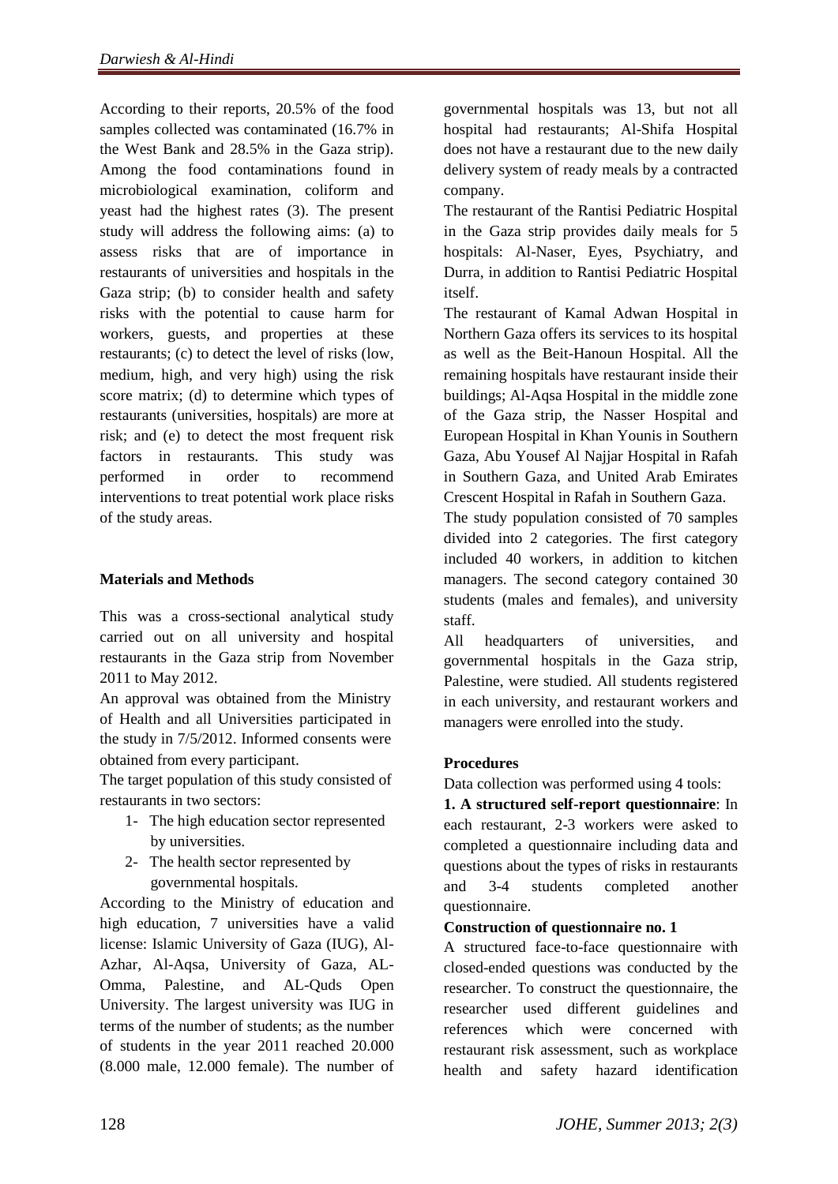According to their reports, 20.5% of the food samples collected was contaminated (16.7% in the West Bank and 28.5% in the Gaza strip). Among the food contaminations found in microbiological examination, coliform and yeast had the highest rates (3). The present study will address the following aims: (a) to assess risks that are of importance in restaurants of universities and hospitals in the Gaza strip; (b) to consider health and safety risks with the potential to cause harm for workers, guests, and properties at these restaurants; (c) to detect the level of risks (low, medium, high, and very high) using the risk score matrix; (d) to determine which types of restaurants (universities, hospitals) are more at risk; and (e) to detect the most frequent risk factors in restaurants. This study was performed in order to recommend interventions to treat potential work place risks of the study areas.

## Materials and Methods

This was a cross-sectional analytical study carried out on all university and hospital restaurants in the Gaza strip from November 2011 to May 2012.

An approval was obtained from the Ministry of Health and all Universities participated in the study in 7/5/2012. Informed consents were obtained from every participant.

The target population of this study consisted of restaurants in two sectors:

1- The high education sector represented by universities.
2- The health sector represented by governmental hospitals.

According to the Ministry of education and high education, 7 universities have a valid license: Islamic University of Gaza (IUG), Al-Azhar, Al-Aqsa, University of Gaza, AL-Omma, Palestine, and AL-Quds Open University. The largest university was IUG in terms of the number of students; as the number of students in the year 2011 reached 20.000 (8.000 male, 12.000 female). The number of governmental hospitals was 13, but not all hospital had restaurants; Al-Shifa Hospital does not have a restaurant due to the new daily delivery system of ready meals by a contracted company.

The restaurant of the Rantisi Pediatric Hospital in the Gaza strip provides daily meals for 5 hospitals: Al-Naser, Eyes, Psychiatry, and Durra, in addition to Rantisi Pediatric Hospital itself.

The restaurant of Kamal Adwan Hospital in Northern Gaza offers its services to its hospital as well as the Beit-Hanoun Hospital. All the remaining hospitals have restaurant inside their buildings; Al-Aqsa Hospital in the middle zone of the Gaza strip, the Nasser Hospital and European Hospital in Khan Younis in Southern Gaza, Abu Yousef Al Najjar Hospital in Rafah in Southern Gaza, and United Arab Emirates Crescent Hospital in Rafah in Southern Gaza.

The study population consisted of 70 samples divided into 2 categories. The first category included 40 workers, in addition to kitchen managers. The second category contained 30 students (males and females), and university staff.

All headquarters of universities, and governmental hospitals in the Gaza strip, Palestine, were studied. All students registered in each university, and restaurant workers and managers were enrolled into the study.

### Procedures

Data collection was performed using 4 tools:

**1. A structured self-report questionnaire**: In each restaurant, 2-3 workers were asked to completed a questionnaire including data and questions about the types of risks in restaurants and 3-4 students completed another questionnaire.

**Construction of questionnaire no. 1**

A structured face-to-face questionnaire with closed-ended questions was conducted by the researcher. To construct the questionnaire, the researcher used different guidelines and references which were concerned with restaurant risk assessment, such as workplace health and safety hazard identification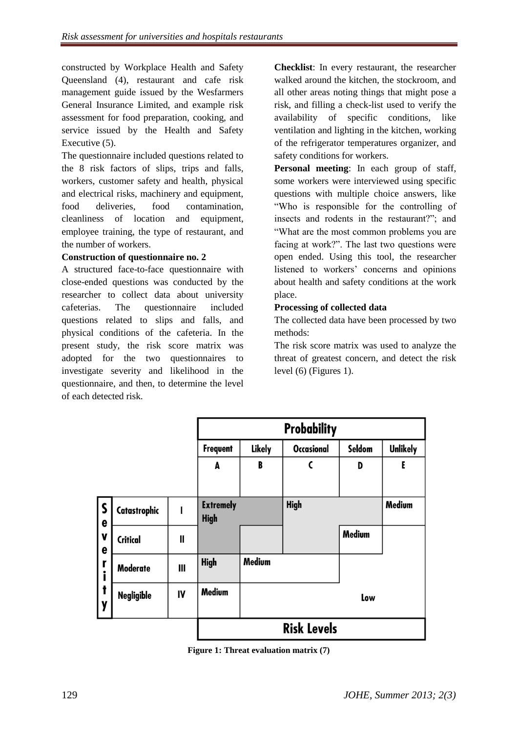constructed by Workplace Health and Safety Queensland (4), restaurant and cafe risk management guide issued by the Wesfarmers General Insurance Limited, and example risk assessment for food preparation, cooking, and service issued by the Health and Safety Executive (5).

The questionnaire included questions related to the 8 risk factors of slips, trips and falls, workers, customer safety and health, physical and electrical risks, machinery and equipment, food deliveries, food contamination, cleanliness of location and equipment, employee training, the type of restaurant, and the number of workers.

**Construction of questionnaire no. 2**

A structured face-to-face questionnaire with close-ended questions was conducted by the researcher to collect data about university cafeterias. The questionnaire included questions related to slips and falls, and physical conditions of the cafeteria. In the present study, the risk score matrix was adopted for the two questionnaires to investigate severity and likelihood in the questionnaire, and then, to determine the level of each detected risk.

**Checklist**: In every restaurant, the researcher walked around the kitchen, the stockroom, and all other areas noting things that might pose a risk, and filling a check-list used to verify the availability of specific conditions, like ventilation and lighting in the kitchen, working of the refrigerator temperatures organizer, and safety conditions for workers.

**Personal meeting**: In each group of staff, some workers were interviewed using specific questions with multiple choice answers, like "Who is responsible for the controlling of insects and rodents in the restaurant?"; and "What are the most common problems you are facing at work?". The last two questions were open ended. Using this tool, the researcher listened to workers' concerns and opinions about health and safety conditions at the work place.

**Processing of collected data**

The collected data have been processed by two methods:

The risk score matrix was used to analyze the threat of greatest concern, and detect the risk level (6) (Figures 1).

| Severity | | Probability: Frequent A | Likely B | Occasional C | Seldom D | Unlikely E |
|---|---|---|---|---|---|---|
| Catastrophic | I | Extremely High | Extremely High | High | High | Medium |
| Critical | II | Extremely High | High | High | Medium | Low |
| Moderate | III | High | Medium | Medium | Low | Low |
| Negligible | IV | Medium | Low | Low | Low | Low |

Risk Levels

**Figure 1: Threat evaluation matrix (7)**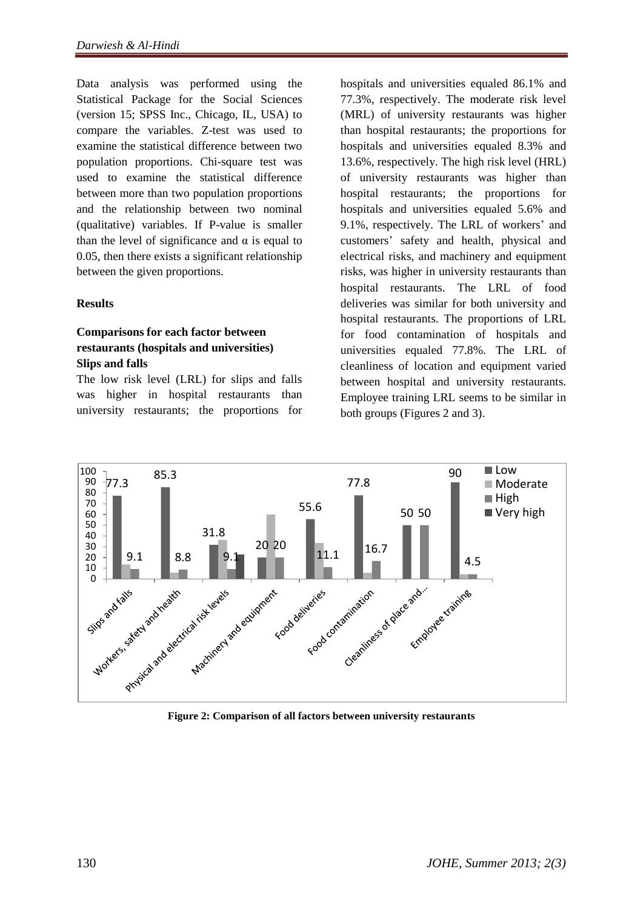Data analysis was performed using the Statistical Package for the Social Sciences (version 15; SPSS Inc., Chicago, IL, USA) to compare the variables. Z-test was used to examine the statistical difference between two population proportions. Chi-square test was used to examine the statistical difference between more than two population proportions and the relationship between two nominal (qualitative) variables. If P-value is smaller than the level of significance and α is equal to 0.05, then there exists a significant relationship between the given proportions.

## Results

### Comparisons for each factor between restaurants (hospitals and universities)

**Slips and falls**

The low risk level (LRL) for slips and falls was higher in hospital restaurants than university restaurants; the proportions for hospitals and universities equaled 86.1% and 77.3%, respectively. The moderate risk level (MRL) of university restaurants was higher than hospital restaurants; the proportions for hospitals and universities equaled 8.3% and 13.6%, respectively. The high risk level (HRL) of university restaurants was higher than hospital restaurants; the proportions for hospitals and universities equaled 5.6% and 9.1%, respectively. The LRL of workers' and customers' safety and health, physical and electrical risks, and machinery and equipment risks, was higher in university restaurants than hospital restaurants. The LRL of food deliveries was similar for both university and hospital restaurants. The proportions of LRL for food contamination of hospitals and universities equaled 77.8%. The LRL of cleanliness of location and equipment varied between hospital and university restaurants. Employee training LRL seems to be similar in both groups (Figures 2 and 3).

**Figure 2: Comparison of all factors between university restaurants**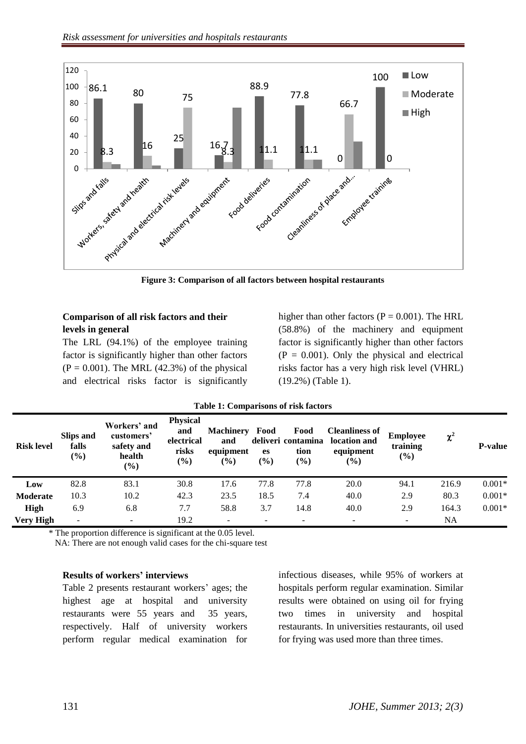**Figure 3: Comparison of all factors between hospital restaurants**

#### Comparison of all risk factors and their levels in general

The LRL (94.1%) of the employee training factor is significantly higher than other factors (P = 0.001). The MRL (42.3%) of the physical and electrical risks factor is significantly higher than other factors (P = 0.001). The HRL (58.8%) of the machinery and equipment factor is significantly higher than other factors (P = 0.001). Only the physical and electrical risks factor has a very high risk level (VHRL) (19.2%) (Table 1).

**Table 1: Comparisons of risk factors**

| Risk level | Slips and falls (%) | Workers' and customers' safety and health (%) | Physical and electrical risks (%) | Machinery and equipment (%) | Food deliveries (%) | Food contamination (%) | Cleanliness of location and equipment (%) | Employee training (%) | $\chi^2$ | P-value |
|---|---|---|---|---|---|---|---|---|---|---|
| **Low** | 82.8 | 83.1 | 30.8 | 17.6 | 77.8 | 77.8 | 20.0 | 94.1 | 216.9 | 0.001* |
| **Moderate** | 10.3 | 10.2 | 42.3 | 23.5 | 18.5 | 7.4 | 40.0 | 2.9 | 80.3 | 0.001* |
| **High** | 6.9 | 6.8 | 7.7 | 58.8 | 3.7 | 14.8 | 40.0 | 2.9 | 164.3 | 0.001* |
| **Very High** | - | - | 19.2 | - | - | - | - | - | NA | |

\* The proportion difference is significant at the 0.05 level.
NA: There are not enough valid cases for the chi-square test

#### Results of workers' interviews

Table 2 presents restaurant workers' ages; the highest age at hospital and university restaurants were 55 years and 35 years, respectively. Half of university workers perform regular medical examination for infectious diseases, while 95% of workers at hospitals perform regular examination. Similar results were obtained on using oil for frying two times in university and hospital restaurants. In universities restaurants, oil used for frying was used more than three times.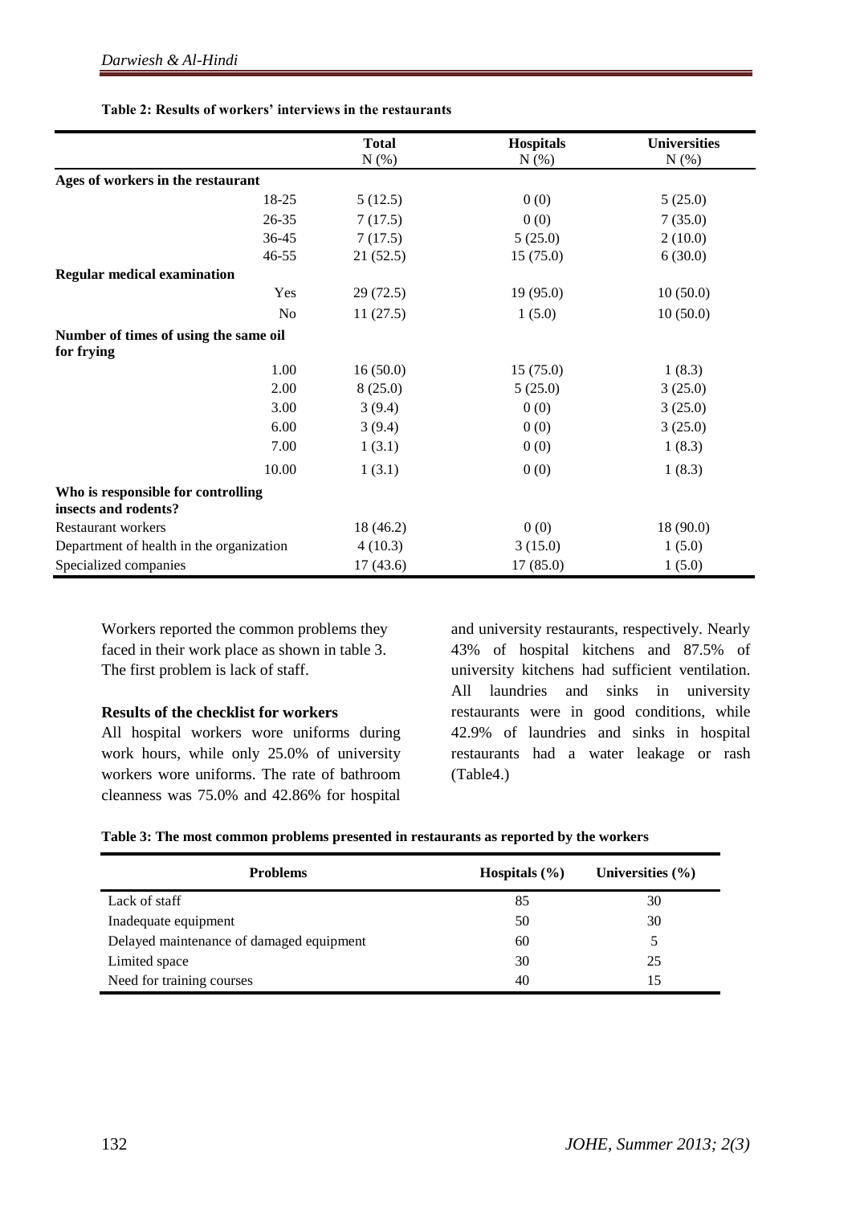**Table 2: Results of workers' interviews in the restaurants**

| | Total N (%) | Hospitals N (%) | Universities N (%) |
|---|---|---|---|
| **Ages of workers in the restaurant** | | | |
| 18-25 | 5 (12.5) | 0 (0) | 5 (25.0) |
| 26-35 | 7 (17.5) | 0 (0) | 7 (35.0) |
| 36-45 | 7 (17.5) | 5 (25.0) | 2 (10.0) |
| 46-55 | 21 (52.5) | 15 (75.0) | 6 (30.0) |
| **Regular medical examination** | | | |
| Yes | 29 (72.5) | 19 (95.0) | 10 (50.0) |
| No | 11 (27.5) | 1 (5.0) | 10 (50.0) |
| **Number of times of using the same oil for frying** | | | |
| 1.00 | 16 (50.0) | 15 (75.0) | 1 (8.3) |
| 2.00 | 8 (25.0) | 5 (25.0) | 3 (25.0) |
| 3.00 | 3 (9.4) | 0 (0) | 3 (25.0) |
| 6.00 | 3 (9.4) | 0 (0) | 3 (25.0) |
| 7.00 | 1 (3.1) | 0 (0) | 1 (8.3) |
| 10.00 | 1 (3.1) | 0 (0) | 1 (8.3) |
| **Who is responsible for controlling insects and rodents?** | | | |
| Restaurant workers | 18 (46.2) | 0 (0) | 18 (90.0) |
| Department of health in the organization | 4 (10.3) | 3 (15.0) | 1 (5.0) |
| Specialized companies | 17 (43.6) | 17 (85.0) | 1 (5.0) |

Workers reported the common problems they faced in their work place as shown in table 3. The first problem is lack of staff.

### Results of the checklist for workers

All hospital workers wore uniforms during work hours, while only 25.0% of university workers wore uniforms. The rate of bathroom cleanness was 75.0% and 42.86% for hospital and university restaurants, respectively. Nearly 43% of hospital kitchens and 87.5% of university kitchens had sufficient ventilation. All laundries and sinks in university restaurants were in good conditions, while 42.9% of laundries and sinks in hospital restaurants had a water leakage or rash (Table4.)

**Table 3: The most common problems presented in restaurants as reported by the workers**

| Problems | Hospitals (%) | Universities (%) |
|---|---|---|
| Lack of staff | 85 | 30 |
| Inadequate equipment | 50 | 30 |
| Delayed maintenance of damaged equipment | 60 | 5 |
| Limited space | 30 | 25 |
| Need for training courses | 40 | 15 |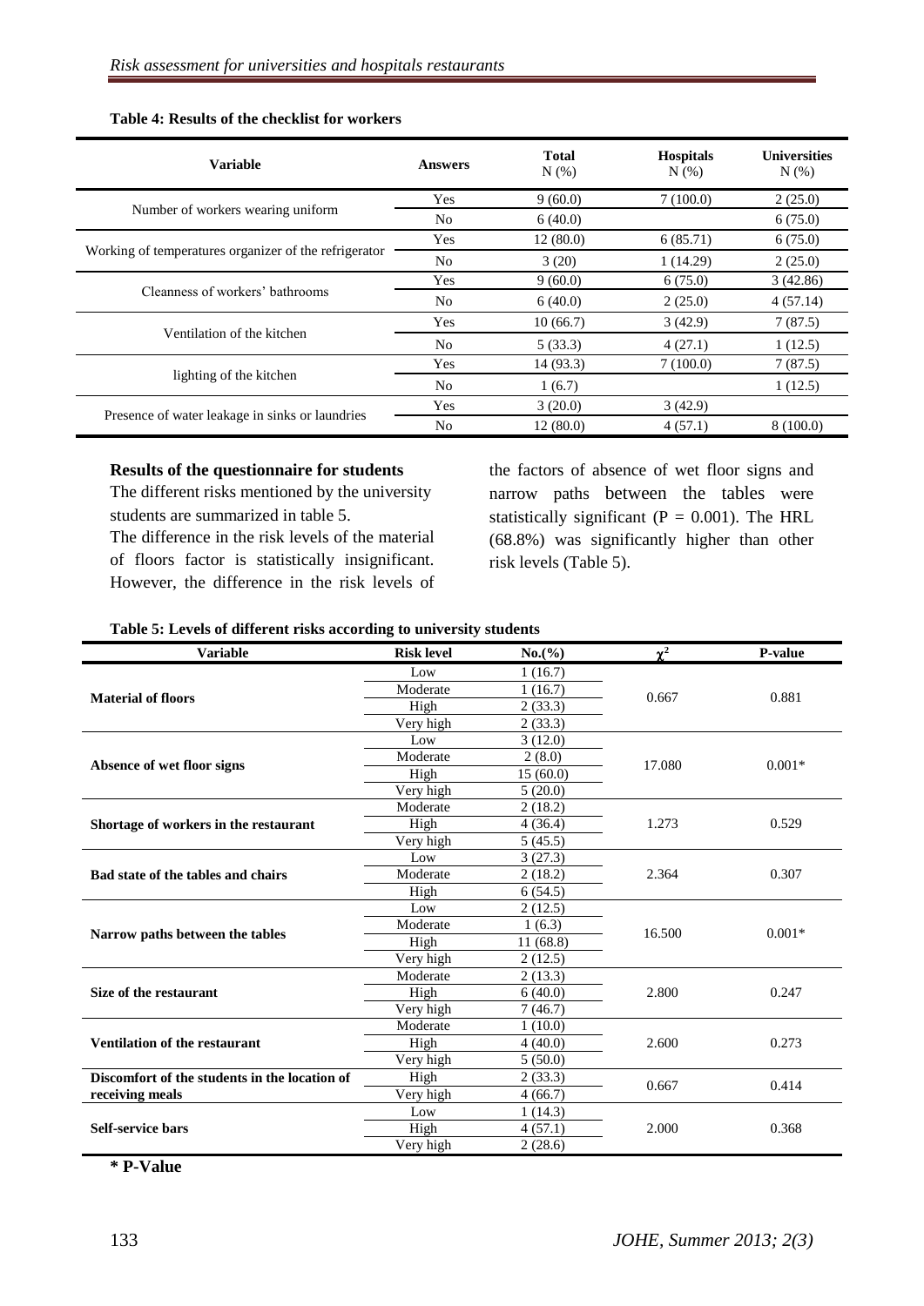**Table 4: Results of the checklist for workers**

| Variable | Answers | Total N (%) | Hospitals N (%) | Universities N (%) |
|---|---|---|---|---|
| Number of workers wearing uniform | Yes | 9 (60.0) | 7 (100.0) | 2 (25.0) |
| | No | 6 (40.0) | | 6 (75.0) |
| Working of temperatures organizer of the refrigerator | Yes | 12 (80.0) | 6 (85.71) | 6 (75.0) |
| | No | 3 (20) | 1 (14.29) | 2 (25.0) |
| Cleanness of workers' bathrooms | Yes | 9 (60.0) | 6 (75.0) | 3 (42.86) |
| | No | 6 (40.0) | 2 (25.0) | 4 (57.14) |
| Ventilation of the kitchen | Yes | 10 (66.7) | 3 (42.9) | 7 (87.5) |
| | No | 5 (33.3) | 4 (27.1) | 1 (12.5) |
| lighting of the kitchen | Yes | 14 (93.3) | 7 (100.0) | 7 (87.5) |
| | No | 1 (6.7) | | 1 (12.5) |
| Presence of water leakage in sinks or laundries | Yes | 3 (20.0) | 3 (42.9) | |
| | No | 12 (80.0) | 4 (57.1) | 8 (100.0) |

**Results of the questionnaire for students**

The different risks mentioned by the university students are summarized in table 5.

The difference in the risk levels of the material of floors factor is statistically insignificant. However, the difference in the risk levels of the factors of absence of wet floor signs and narrow paths between the tables were statistically significant (P = 0.001). The HRL (68.8%) was significantly higher than other risk levels (Table 5).

**Table 5: Levels of different risks according to university students**

| Variable | Risk level | No.(%) | $\chi^2$ | P-value |
|---|---|---|---|---|
| **Material of floors** | Low | 1 (16.7) | 0.667 | 0.881 |
| | Moderate | 1 (16.7) | | |
| | High | 2 (33.3) | | |
| | Very high | 2 (33.3) | | |
| **Absence of wet floor signs** | Low | 3 (12.0) | 17.080 | 0.001* |
| | Moderate | 2 (8.0) | | |
| | High | 15 (60.0) | | |
| | Very high | 5 (20.0) | | |
| **Shortage of workers in the restaurant** | Moderate | 2 (18.2) | 1.273 | 0.529 |
| | High | 4 (36.4) | | |
| | Very high | 5 (45.5) | | |
| **Bad state of the tables and chairs** | Low | 3 (27.3) | 2.364 | 0.307 |
| | Moderate | 2 (18.2) | | |
| | High | 6 (54.5) | | |
| **Narrow paths between the tables** | Low | 2 (12.5) | 16.500 | 0.001* |
| | Moderate | 1 (6.3) | | |
| | High | 11 (68.8) | | |
| | Very high | 2 (12.5) | | |
| **Size of the restaurant** | Moderate | 2 (13.3) | 2.800 | 0.247 |
| | High | 6 (40.0) | | |
| | Very high | 7 (46.7) | | |
| **Ventilation of the restaurant** | Moderate | 1 (10.0) | 2.600 | 0.273 |
| | High | 4 (40.0) | | |
| | Very high | 5 (50.0) | | |
| **Discomfort of the students in the location of receiving meals** | High | 2 (33.3) | 0.667 | 0.414 |
| | Very high | 4 (66.7) | | |
| **Self-service bars** | Low | 1 (14.3) | 2.000 | 0.368 |
| | High | 4 (57.1) | | |
| | Very high | 2 (28.6) | | |

**\* P-Value**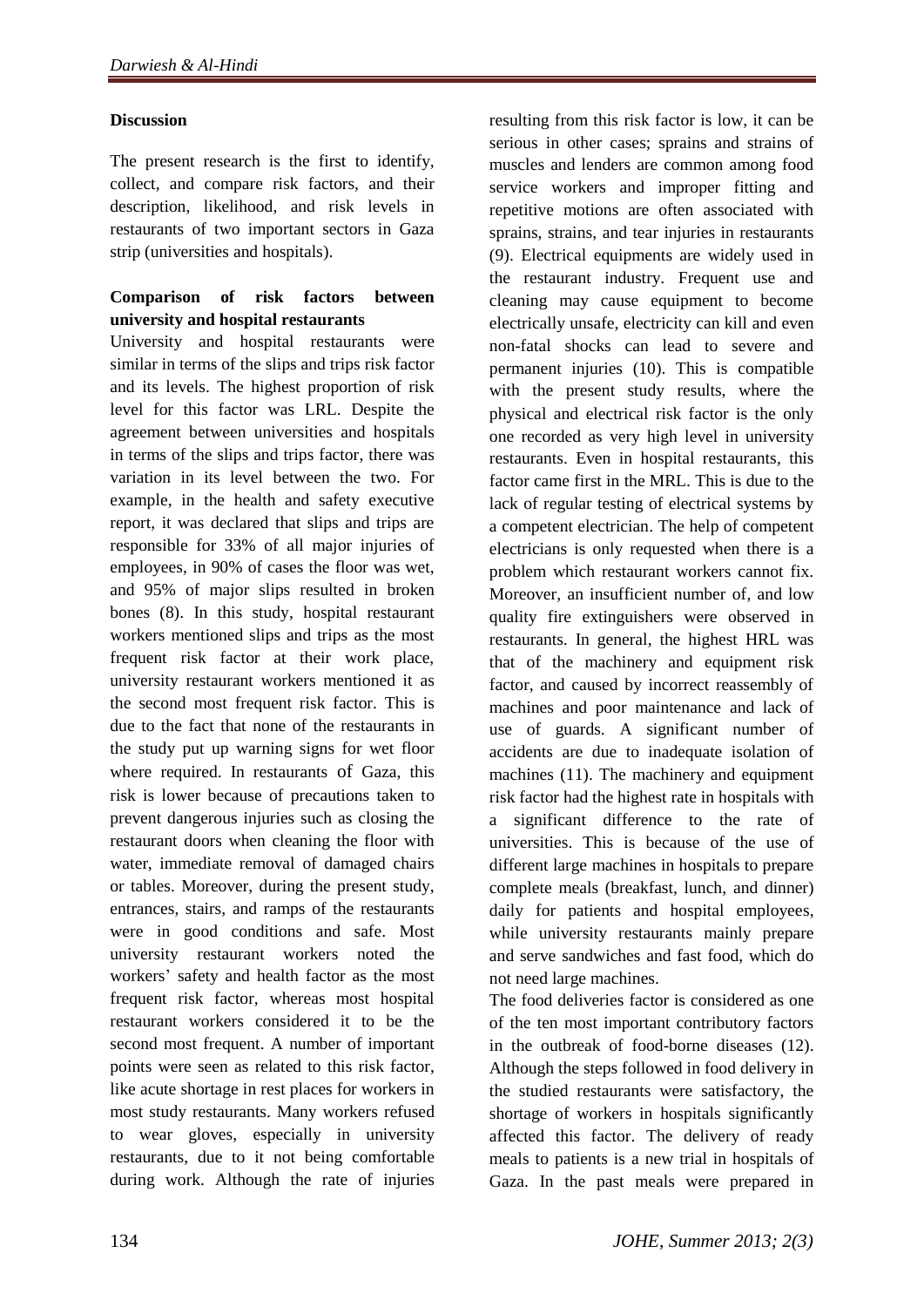## Discussion

The present research is the first to identify, collect, and compare risk factors, and their description, likelihood, and risk levels in restaurants of two important sectors in Gaza strip (universities and hospitals).

### Comparison of risk factors between university and hospital restaurants

University and hospital restaurants were similar in terms of the slips and trips risk factor and its levels. The highest proportion of risk level for this factor was LRL. Despite the agreement between universities and hospitals in terms of the slips and trips factor, there was variation in its level between the two. For example, in the health and safety executive report, it was declared that slips and trips are responsible for 33% of all major injuries of employees, in 90% of cases the floor was wet, and 95% of major slips resulted in broken bones (8). In this study, hospital restaurant workers mentioned slips and trips as the most frequent risk factor at their work place, university restaurant workers mentioned it as the second most frequent risk factor. This is due to the fact that none of the restaurants in the study put up warning signs for wet floor where required. In restaurants of Gaza, this risk is lower because of precautions taken to prevent dangerous injuries such as closing the restaurant doors when cleaning the floor with water, immediate removal of damaged chairs or tables. Moreover, during the present study, entrances, stairs, and ramps of the restaurants were in good conditions and safe. Most university restaurant workers noted the workers' safety and health factor as the most frequent risk factor, whereas most hospital restaurant workers considered it to be the second most frequent. A number of important points were seen as related to this risk factor, like acute shortage in rest places for workers in most study restaurants. Many workers refused to wear gloves, especially in university restaurants, due to it not being comfortable during work. Although the rate of injuries resulting from this risk factor is low, it can be serious in other cases; sprains and strains of muscles and lenders are common among food service workers and improper fitting and repetitive motions are often associated with sprains, strains, and tear injuries in restaurants (9). Electrical equipments are widely used in the restaurant industry. Frequent use and cleaning may cause equipment to become electrically unsafe, electricity can kill and even non-fatal shocks can lead to severe and permanent injuries (10). This is compatible with the present study results, where the physical and electrical risk factor is the only one recorded as very high level in university restaurants. Even in hospital restaurants, this factor came first in the MRL. This is due to the lack of regular testing of electrical systems by a competent electrician. The help of competent electricians is only requested when there is a problem which restaurant workers cannot fix. Moreover, an insufficient number of, and low quality fire extinguishers were observed in restaurants. In general, the highest HRL was that of the machinery and equipment risk factor, and caused by incorrect reassembly of machines and poor maintenance and lack of use of guards. A significant number of accidents are due to inadequate isolation of machines (11). The machinery and equipment risk factor had the highest rate in hospitals with a significant difference to the rate of universities. This is because of the use of different large machines in hospitals to prepare complete meals (breakfast, lunch, and dinner) daily for patients and hospital employees, while university restaurants mainly prepare and serve sandwiches and fast food, which do not need large machines.

The food deliveries factor is considered as one of the ten most important contributory factors in the outbreak of food-borne diseases (12). Although the steps followed in food delivery in the studied restaurants were satisfactory, the shortage of workers in hospitals significantly affected this factor. The delivery of ready meals to patients is a new trial in hospitals of Gaza. In the past meals were prepared in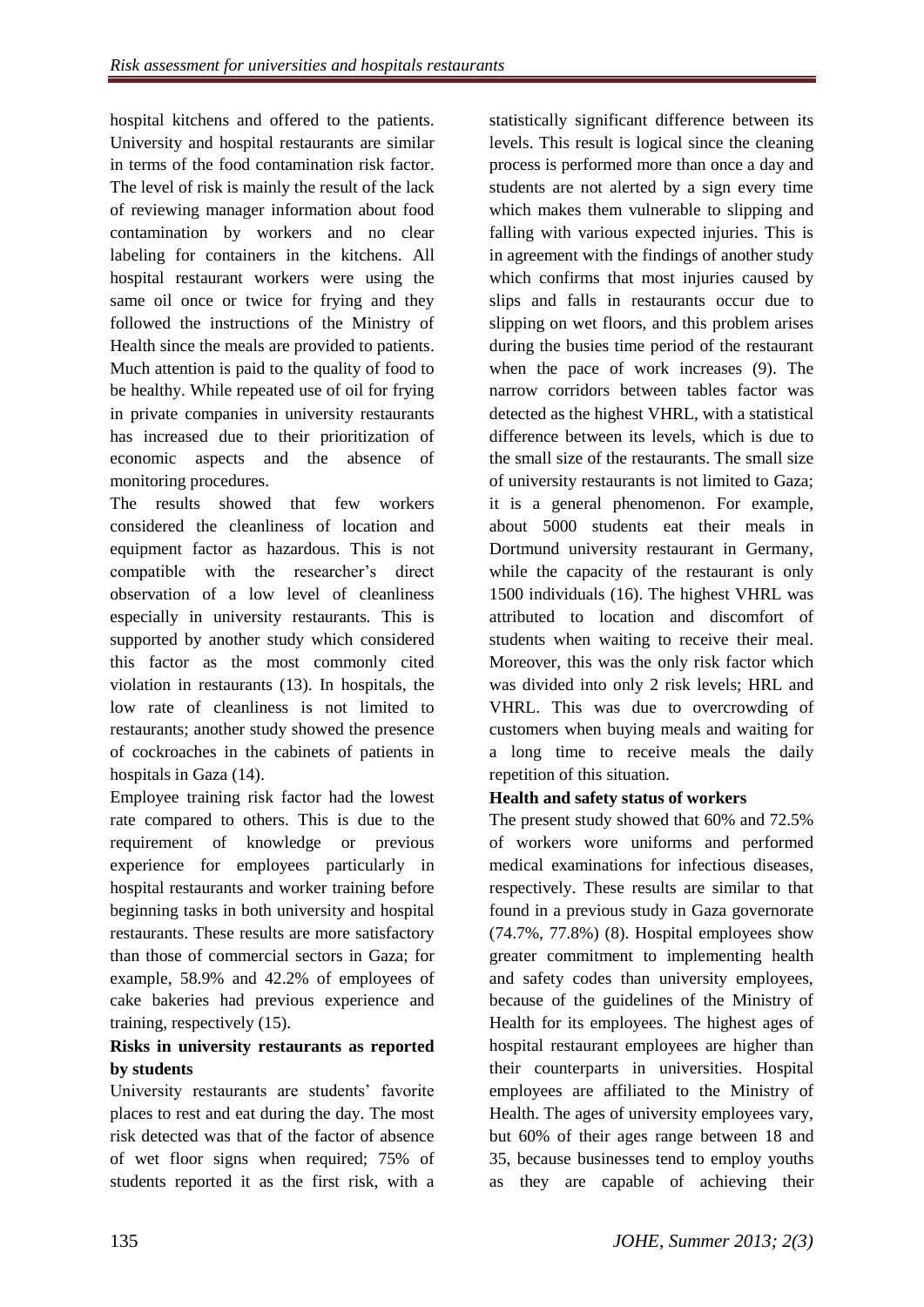hospital kitchens and offered to the patients. University and hospital restaurants are similar in terms of the food contamination risk factor. The level of risk is mainly the result of the lack of reviewing manager information about food contamination by workers and no clear labeling for containers in the kitchens. All hospital restaurant workers were using the same oil once or twice for frying and they followed the instructions of the Ministry of Health since the meals are provided to patients. Much attention is paid to the quality of food to be healthy. While repeated use of oil for frying in private companies in university restaurants has increased due to their prioritization of economic aspects and the absence of monitoring procedures.

The results showed that few workers considered the cleanliness of location and equipment factor as hazardous. This is not compatible with the researcher's direct observation of a low level of cleanliness especially in university restaurants. This is supported by another study which considered this factor as the most commonly cited violation in restaurants (13). In hospitals, the low rate of cleanliness is not limited to restaurants; another study showed the presence of cockroaches in the cabinets of patients in hospitals in Gaza (14).

Employee training risk factor had the lowest rate compared to others. This is due to the requirement of knowledge or previous experience for employees particularly in hospital restaurants and worker training before beginning tasks in both university and hospital restaurants. These results are more satisfactory than those of commercial sectors in Gaza; for example, 58.9% and 42.2% of employees of cake bakeries had previous experience and training, respectively (15).

**Risks in university restaurants as reported by students**

University restaurants are students' favorite places to rest and eat during the day. The most risk detected was that of the factor of absence of wet floor signs when required; 75% of students reported it as the first risk, with a statistically significant difference between its levels. This result is logical since the cleaning process is performed more than once a day and students are not alerted by a sign every time which makes them vulnerable to slipping and falling with various expected injuries. This is in agreement with the findings of another study which confirms that most injuries caused by slips and falls in restaurants occur due to slipping on wet floors, and this problem arises during the busies time period of the restaurant when the pace of work increases (9). The narrow corridors between tables factor was detected as the highest VHRL, with a statistical difference between its levels, which is due to the small size of the restaurants. The small size of university restaurants is not limited to Gaza; it is a general phenomenon. For example, about 5000 students eat their meals in Dortmund university restaurant in Germany, while the capacity of the restaurant is only 1500 individuals (16). The highest VHRL was attributed to location and discomfort of students when waiting to receive their meal. Moreover, this was the only risk factor which was divided into only 2 risk levels; HRL and VHRL. This was due to overcrowding of customers when buying meals and waiting for a long time to receive meals the daily repetition of this situation.

**Health and safety status of workers**

The present study showed that 60% and 72.5% of workers wore uniforms and performed medical examinations for infectious diseases, respectively. These results are similar to that found in a previous study in Gaza governorate (74.7%, 77.8%) (8). Hospital employees show greater commitment to implementing health and safety codes than university employees, because of the guidelines of the Ministry of Health for its employees. The highest ages of hospital restaurant employees are higher than their counterparts in universities. Hospital employees are affiliated to the Ministry of Health. The ages of university employees vary, but 60% of their ages range between 18 and 35, because businesses tend to employ youths as they are capable of achieving their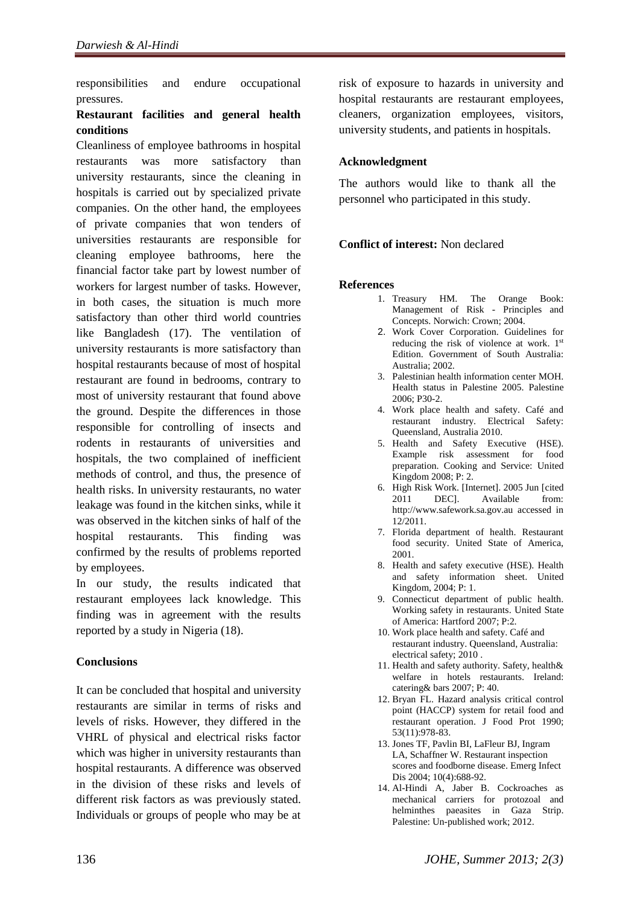responsibilities and endure occupational pressures.

**Restaurant facilities and general health conditions**

Cleanliness of employee bathrooms in hospital restaurants was more satisfactory than university restaurants, since the cleaning in hospitals is carried out by specialized private companies. On the other hand, the employees of private companies that won tenders of universities restaurants are responsible for cleaning employee bathrooms, here the financial factor take part by lowest number of workers for largest number of tasks. However, in both cases, the situation is much more satisfactory than other third world countries like Bangladesh (17). The ventilation of university restaurants is more satisfactory than hospital restaurants because of most of hospital restaurant are found in bedrooms, contrary to most of university restaurant that found above the ground. Despite the differences in those responsible for controlling of insects and rodents in restaurants of universities and hospitals, the two complained of inefficient methods of control, and thus, the presence of health risks. In university restaurants, no water leakage was found in the kitchen sinks, while it was observed in the kitchen sinks of half of the hospital restaurants. This finding was confirmed by the results of problems reported by employees.

In our study, the results indicated that restaurant employees lack knowledge. This finding was in agreement with the results reported by a study in Nigeria (18).

## Conclusions

It can be concluded that hospital and university restaurants are similar in terms of risks and levels of risks. However, they differed in the VHRL of physical and electrical risks factor which was higher in university restaurants than hospital restaurants. A difference was observed in the division of these risks and levels of different risk factors as was previously stated. Individuals or groups of people who may be at risk of exposure to hazards in university and hospital restaurants are restaurant employees, cleaners, organization employees, visitors, university students, and patients in hospitals.

## Acknowledgment

The authors would like to thank all the personnel who participated in this study.

**Conflict of interest:** Non declared

## References

1. Treasury HM. The Orange Book: Management of Risk - Principles and Concepts. Norwich: Crown; 2004.
2. Work Cover Corporation. Guidelines for reducing the risk of violence at work. 1st Edition. Government of South Australia: Australia; 2002.
3. Palestinian health information center MOH. Health status in Palestine 2005. Palestine 2006; P30-2.
4. Work place health and safety. Café and restaurant industry. Electrical Safety: Queensland, Australia 2010.
5. Health and Safety Executive (HSE). Example risk assessment for food preparation. Cooking and Service: United Kingdom 2008; P: 2.
6. High Risk Work. [Internet]. 2005 Jun [cited 2011 DEC]. Available from: http://www.safework.sa.gov.au accessed in 12/2011.
7. Florida department of health. Restaurant food security. United State of America, 2001.
8. Health and safety executive (HSE). Health and safety information sheet. United Kingdom, 2004; P: 1.
9. Connecticut department of public health. Working safety in restaurants. United State of America: Hartford 2007; P:2.
10. Work place health and safety. Café and restaurant industry. Queensland, Australia: electrical safety; 2010 .
11. Health and safety authority. Safety, health& welfare in hotels restaurants. Ireland: catering& bars 2007; P: 40.
12. Bryan FL. Hazard analysis critical control point (HACCP) system for retail food and restaurant operation. J Food Prot 1990; 53(11):978-83.
13. Jones TF, Pavlin BI, LaFleur BJ, Ingram LA, Schaffner W. Restaurant inspection scores and foodborne disease. Emerg Infect Dis 2004; 10(4):688-92.
14. Al-Hindi A, Jaber B. Cockroaches as mechanical carriers for protozoal and helminthes paeasites in Gaza Strip. Palestine: Un-published work; 2012.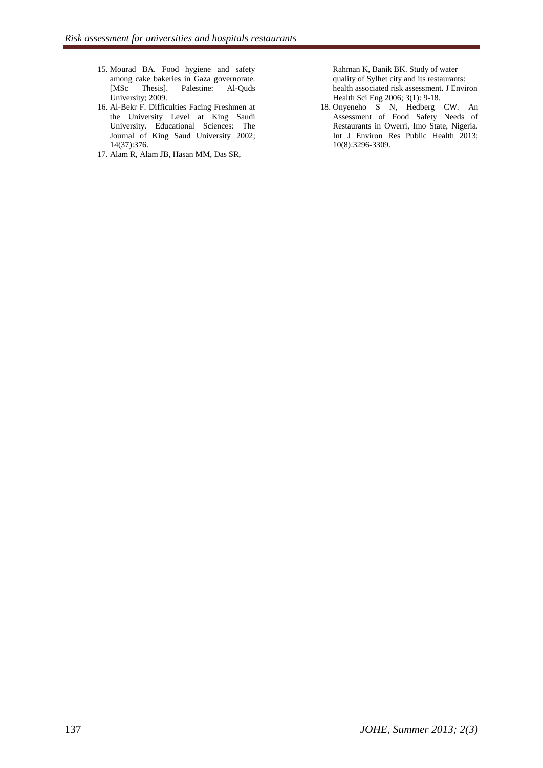15. Mourad BA. Food hygiene and safety among cake bakeries in Gaza governorate. [MSc Thesis]. Palestine: Al-Quds University; 2009.
16. Al-Bekr F. Difficulties Facing Freshmen at the University Level at King Saudi University. Educational Sciences: The Journal of King Saud University 2002; 14(37):376.
17. Alam R, Alam JB, Hasan MM, Das SR, Rahman K, Banik BK. Study of water quality of Sylhet city and its restaurants: health associated risk assessment. J Environ Health Sci Eng 2006; 3(1): 9-18.
18. Onyeneho S N, Hedberg CW. An Assessment of Food Safety Needs of Restaurants in Owerri, Imo State, Nigeria. Int J Environ Res Public Health 2013; 10(8):3296-3309.